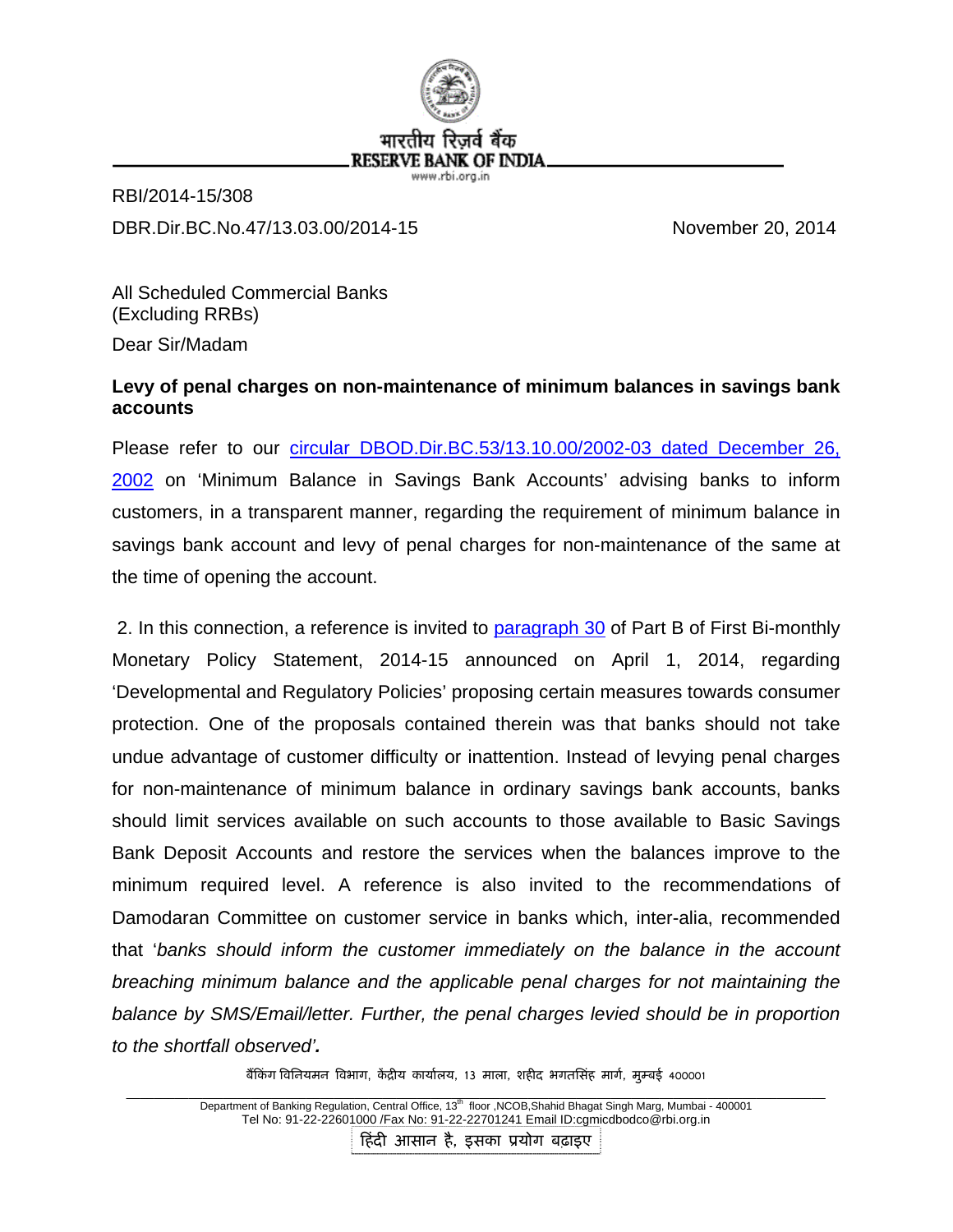भारतीय रिज़र्व बैंक
RESERVE BANK OF INDIA
www.rbi.org.in

RBI/2014-15/308

DBR.Dir.BC.No.47/13.03.00/2014-15 November 20, 2014

All Scheduled Commercial Banks
(Excluding RRBs)

Dear Sir/Madam

**Levy of penal charges on non-maintenance of minimum balances in savings bank accounts**

Please refer to our circular DBOD.Dir.BC.53/13.10.00/2002-03 dated December 26, 2002 on 'Minimum Balance in Savings Bank Accounts' advising banks to inform customers, in a transparent manner, regarding the requirement of minimum balance in savings bank account and levy of penal charges for non-maintenance of the same at the time of opening the account.

2. In this connection, a reference is invited to paragraph 30 of Part B of First Bi-monthly Monetary Policy Statement, 2014-15 announced on April 1, 2014, regarding 'Developmental and Regulatory Policies' proposing certain measures towards consumer protection. One of the proposals contained therein was that banks should not take undue advantage of customer difficulty or inattention. Instead of levying penal charges for non-maintenance of minimum balance in ordinary savings bank accounts, banks should limit services available on such accounts to those available to Basic Savings Bank Deposit Accounts and restore the services when the balances improve to the minimum required level. A reference is also invited to the recommendations of Damodaran Committee on customer service in banks which, inter-alia, recommended that '*banks should inform the customer immediately on the balance in the account breaching minimum balance and the applicable penal charges for not maintaining the balance by SMS/Email/letter. Further, the penal charges levied should be in proportion to the shortfall observed'***.**

बैंकिंग विनियमन विभाग, केंद्रीय कार्यालय, 13 माला, शहीद भगतसिंह मार्ग, मुम्बई 400001

Department of Banking Regulation, Central Office, 13th floor ,NCOB,Shahid Bhagat Singh Marg, Mumbai - 400001
Tel No: 91-22-22601000 /Fax No: 91-22-22701241 Email ID:cgmicdbodco@rbi.org.in

हिंदी आसान है, इसका प्रयोग बढ़ाइए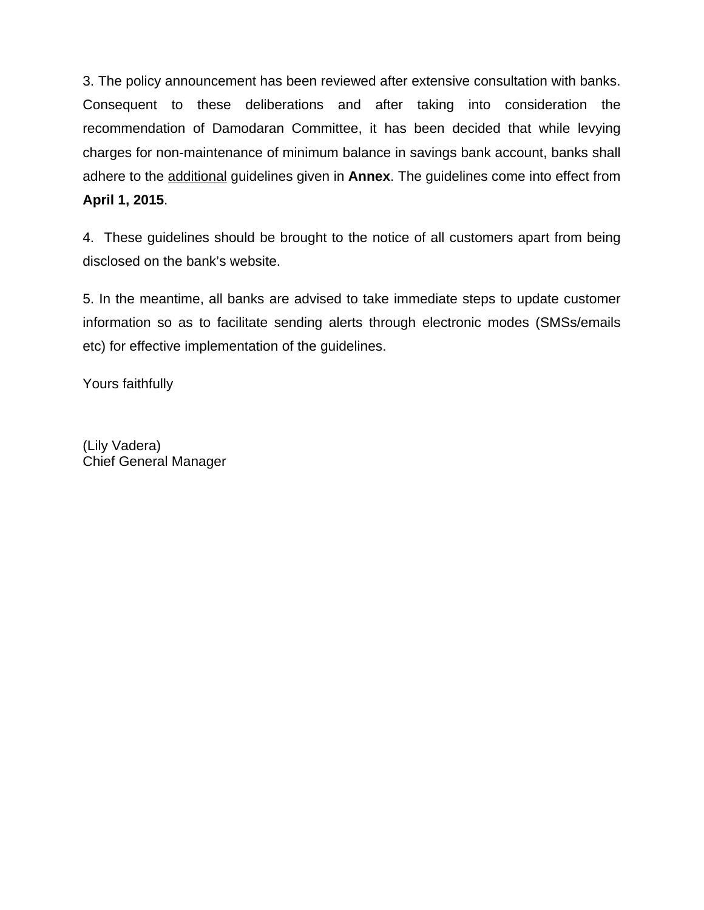3. The policy announcement has been reviewed after extensive consultation with banks. Consequent to these deliberations and after taking into consideration the recommendation of Damodaran Committee, it has been decided that while levying charges for non-maintenance of minimum balance in savings bank account, banks shall adhere to the <u>additional</u> guidelines given in **Annex**. The guidelines come into effect from **April 1, 2015**.

4. These guidelines should be brought to the notice of all customers apart from being disclosed on the bank's website.

5. In the meantime, all banks are advised to take immediate steps to update customer information so as to facilitate sending alerts through electronic modes (SMSs/emails etc) for effective implementation of the guidelines.

Yours faithfully

(Lily Vadera)
Chief General Manager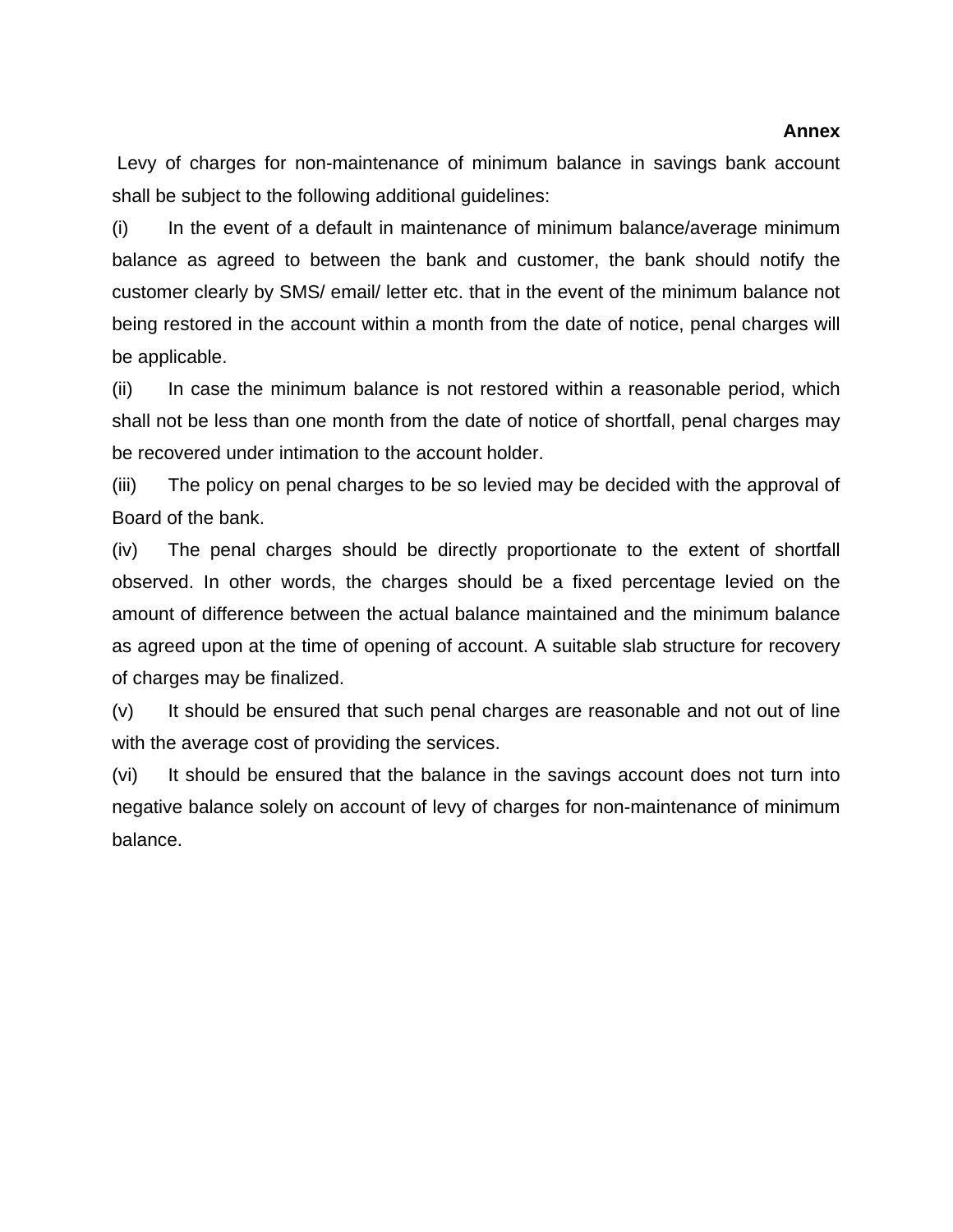**Annex**

Levy of charges for non-maintenance of minimum balance in savings bank account shall be subject to the following additional guidelines:

(i) In the event of a default in maintenance of minimum balance/average minimum balance as agreed to between the bank and customer, the bank should notify the customer clearly by SMS/ email/ letter etc. that in the event of the minimum balance not being restored in the account within a month from the date of notice, penal charges will be applicable.

(ii) In case the minimum balance is not restored within a reasonable period, which shall not be less than one month from the date of notice of shortfall, penal charges may be recovered under intimation to the account holder.

(iii) The policy on penal charges to be so levied may be decided with the approval of Board of the bank.

(iv) The penal charges should be directly proportionate to the extent of shortfall observed. In other words, the charges should be a fixed percentage levied on the amount of difference between the actual balance maintained and the minimum balance as agreed upon at the time of opening of account. A suitable slab structure for recovery of charges may be finalized.

(v) It should be ensured that such penal charges are reasonable and not out of line with the average cost of providing the services.

(vi) It should be ensured that the balance in the savings account does not turn into negative balance solely on account of levy of charges for non-maintenance of minimum balance.